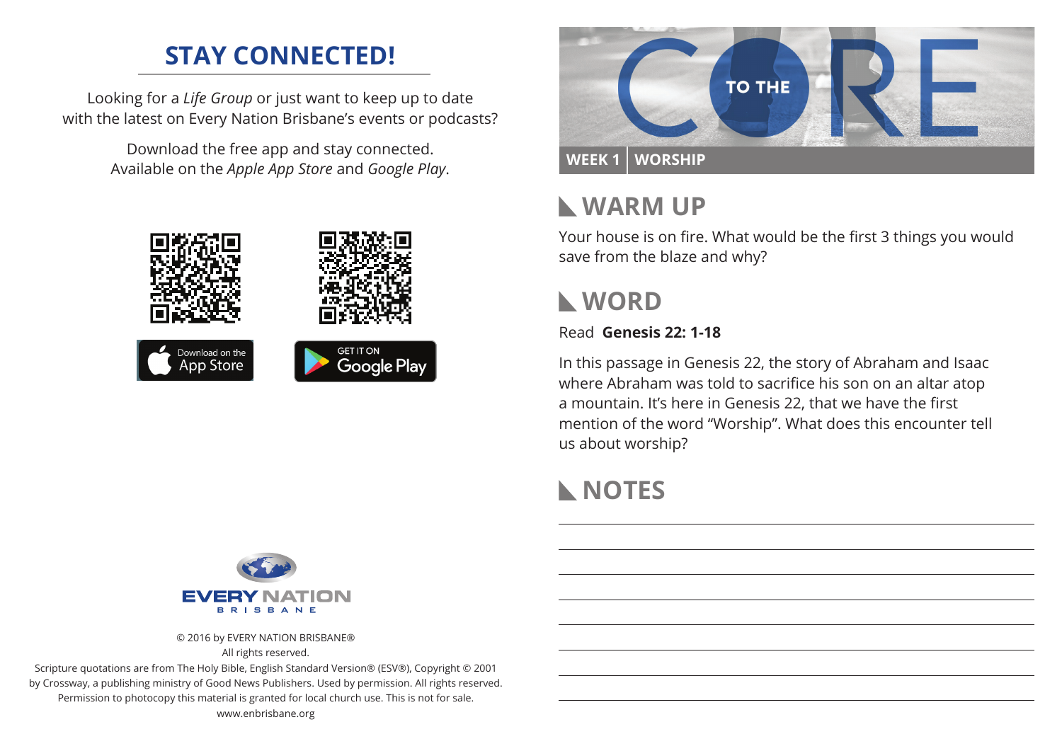## STAY CONNECTED!

Looking for a *Life Group* or just want to keep up to date with the latest on Every Nation Brisbane's events or podcasts?

Download the free app and stay connected. Available on the *Apple App Store* and *Google Play*.

Download on the App Store

GET IT ON Google Play

EVERY NATION BRISBANE

© 2016 by EVERY NATION BRISBANE®
All rights reserved.
Scripture quotations are from The Holy Bible, English Standard Version® (ESV®), Copyright © 2001 by Crossway, a publishing ministry of Good News Publishers. Used by permission. All rights reserved. Permission to photocopy this material is granted for local church use. This is not for sale.
www.enbrisbane.org

# TO THE CORE

**WEEK 1 | WORSHIP**

## WARM UP

Your house is on fire. What would be the first 3 things you would save from the blaze and why?

## WORD

Read **Genesis 22: 1-18**

In this passage in Genesis 22, the story of Abraham and Isaac where Abraham was told to sacrifice his son on an altar atop a mountain. It's here in Genesis 22, that we have the first mention of the word "Worship". What does this encounter tell us about worship?

## NOTES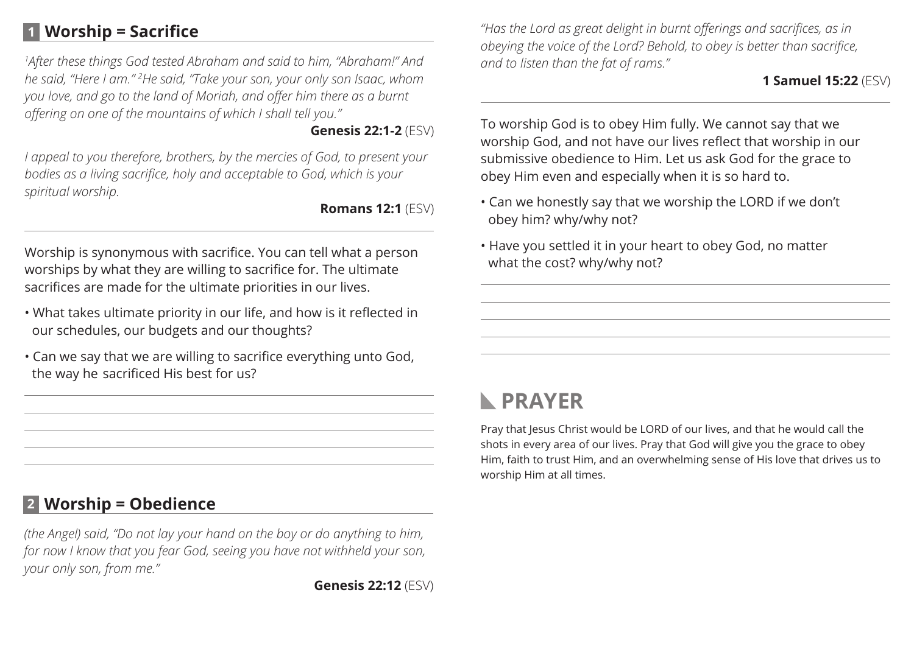## 1 Worship = Sacrifice

*[1]After these things God tested Abraham and said to him, "Abraham!" And he said, "Here I am." [2]He said, "Take your son, your only son Isaac, whom you love, and go to the land of Moriah, and offer him there as a burnt offering on one of the mountains of which I shall tell you."*

**Genesis 22:1-2** (ESV)

*I appeal to you therefore, brothers, by the mercies of God, to present your bodies as a living sacrifice, holy and acceptable to God, which is your spiritual worship.*

**Romans 12:1** (ESV)

Worship is synonymous with sacrifice. You can tell what a person worships by what they are willing to sacrifice for. The ultimate sacrifices are made for the ultimate priorities in our lives.

- What takes ultimate priority in our life, and how is it reflected in our schedules, our budgets and our thoughts?
- Can we say that we are willing to sacrifice everything unto God, the way he sacrificed His best for us?

## 2 Worship = Obedience

*(the Angel) said, "Do not lay your hand on the boy or do anything to him, for now I know that you fear God, seeing you have not withheld your son, your only son, from me."*

**Genesis 22:12** (ESV)

*"Has the Lord as great delight in burnt offerings and sacrifices, as in obeying the voice of the Lord? Behold, to obey is better than sacrifice, and to listen than the fat of rams."*

**1 Samuel 15:22** (ESV)

To worship God is to obey Him fully. We cannot say that we worship God, and not have our lives reflect that worship in our submissive obedience to Him. Let us ask God for the grace to obey Him even and especially when it is so hard to.

- Can we honestly say that we worship the LORD if we don't obey him? why/why not?
- Have you settled it in your heart to obey God, no matter what the cost? why/why not?

## PRAYER

Pray that Jesus Christ would be LORD of our lives, and that he would call the shots in every area of our lives. Pray that God will give you the grace to obey Him, faith to trust Him, and an overwhelming sense of His love that drives us to worship Him at all times.